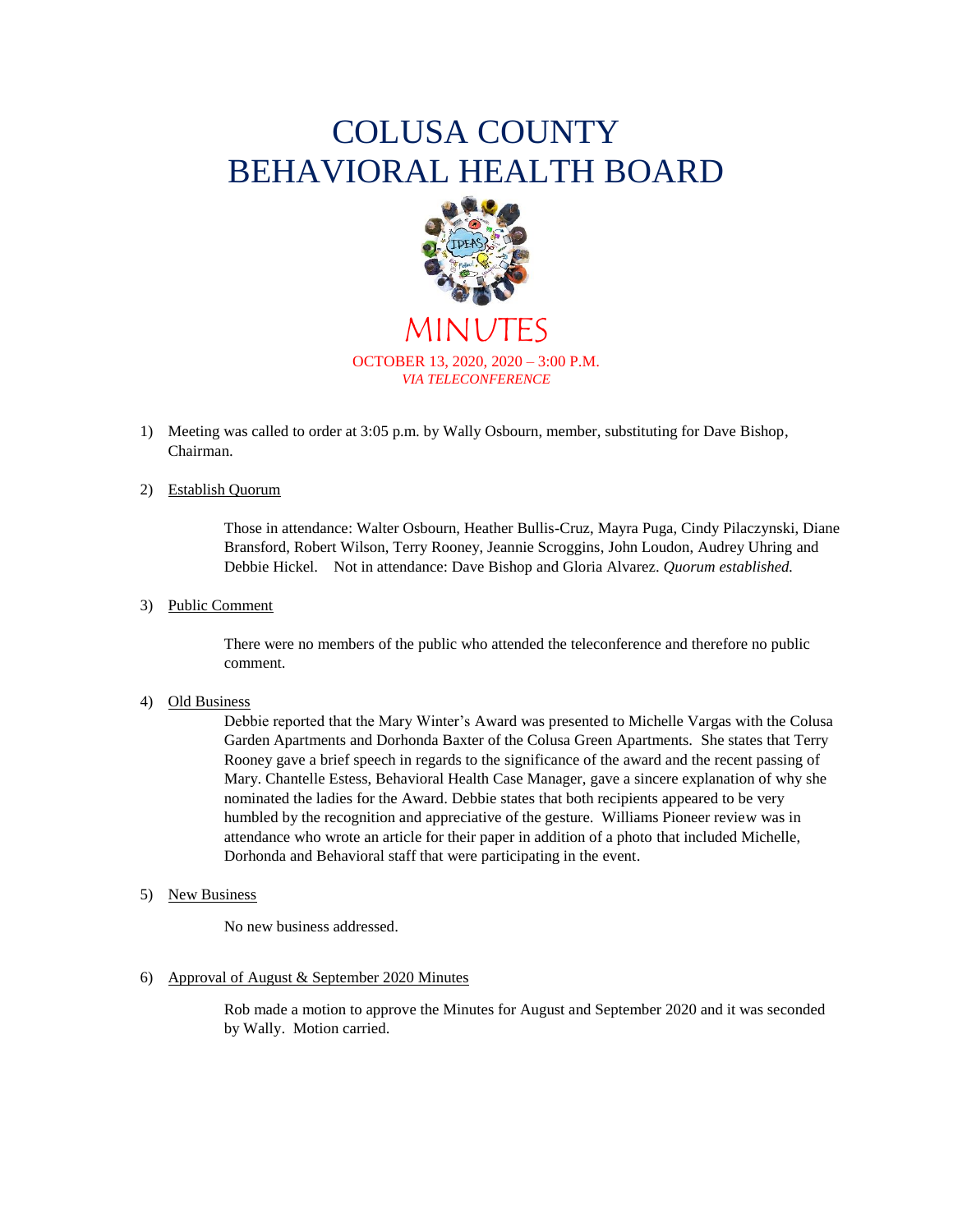# COLUSA COUNTY BEHAVIORAL HEALTH BOARD

## MINUTES

OCTOBER 13, 2020, 2020 – 3:00 P.M.
*VIA TELECONFERENCE*

1) Meeting was called to order at 3:05 p.m. by Wally Osbourn, member, substituting for Dave Bishop, Chairman.

2) Establish Quorum

   Those in attendance: Walter Osbourn, Heather Bullis-Cruz, Mayra Puga, Cindy Pilaczynski, Diane Bransford, Robert Wilson, Terry Rooney, Jeannie Scroggins, John Loudon, Audrey Uhring and Debbie Hickel. Not in attendance: Dave Bishop and Gloria Alvarez. *Quorum established.*

3) Public Comment

   There were no members of the public who attended the teleconference and therefore no public comment.

4) Old Business

   Debbie reported that the Mary Winter's Award was presented to Michelle Vargas with the Colusa Garden Apartments and Dorhonda Baxter of the Colusa Green Apartments. She states that Terry Rooney gave a brief speech in regards to the significance of the award and the recent passing of Mary. Chantelle Estess, Behavioral Health Case Manager, gave a sincere explanation of why she nominated the ladies for the Award. Debbie states that both recipients appeared to be very humbled by the recognition and appreciative of the gesture. Williams Pioneer review was in attendance who wrote an article for their paper in addition of a photo that included Michelle, Dorhonda and Behavioral staff that were participating in the event.

5) New Business

   No new business addressed.

6) Approval of August & September 2020 Minutes

   Rob made a motion to approve the Minutes for August and September 2020 and it was seconded by Wally. Motion carried.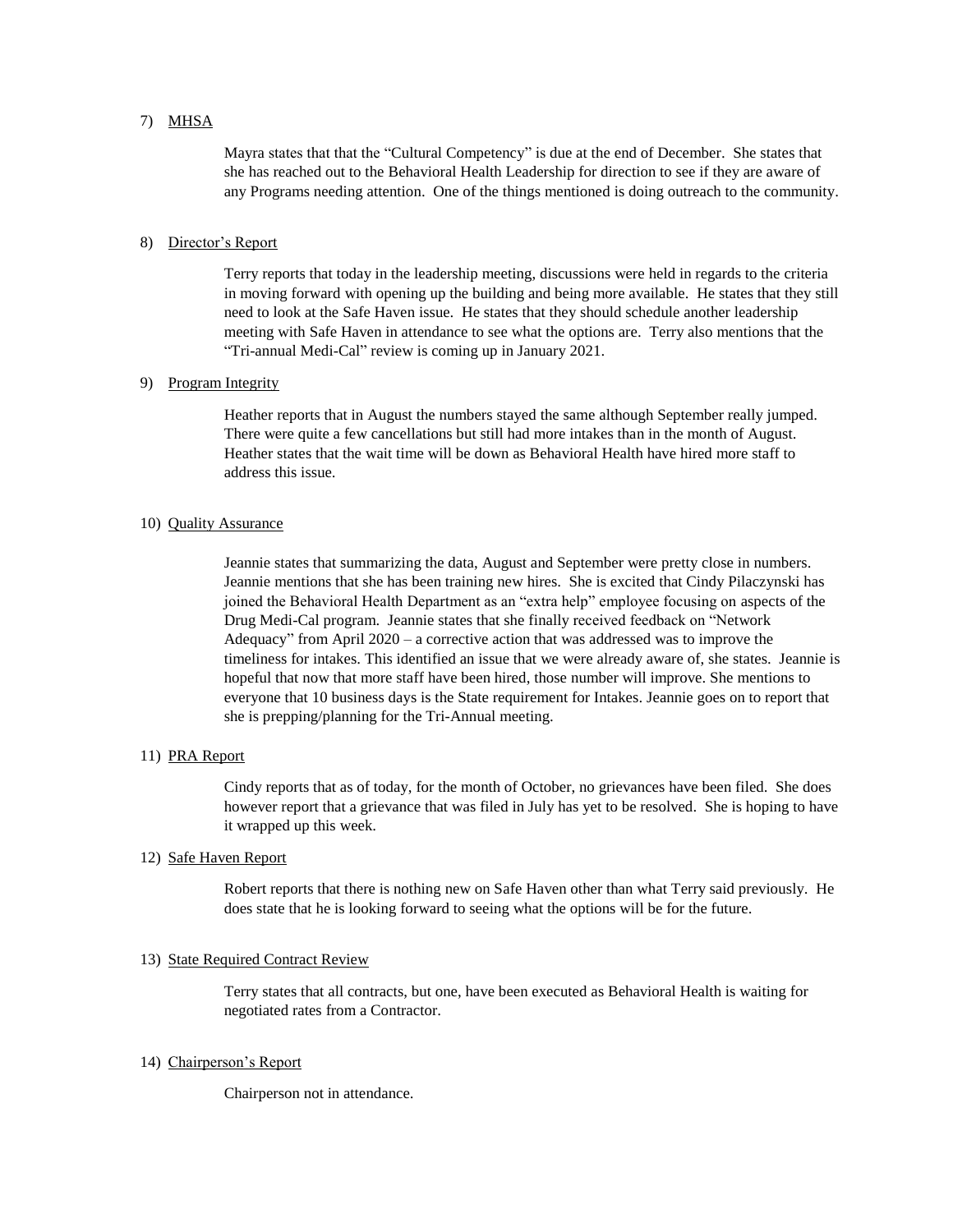7) MHSA

Mayra states that that the "Cultural Competency" is due at the end of December. She states that she has reached out to the Behavioral Health Leadership for direction to see if they are aware of any Programs needing attention. One of the things mentioned is doing outreach to the community.

8) Director's Report

Terry reports that today in the leadership meeting, discussions were held in regards to the criteria in moving forward with opening up the building and being more available. He states that they still need to look at the Safe Haven issue. He states that they should schedule another leadership meeting with Safe Haven in attendance to see what the options are. Terry also mentions that the "Tri-annual Medi-Cal" review is coming up in January 2021.

9) Program Integrity

Heather reports that in August the numbers stayed the same although September really jumped. There were quite a few cancellations but still had more intakes than in the month of August. Heather states that the wait time will be down as Behavioral Health have hired more staff to address this issue.

10) Quality Assurance

Jeannie states that summarizing the data, August and September were pretty close in numbers. Jeannie mentions that she has been training new hires. She is excited that Cindy Pilaczynski has joined the Behavioral Health Department as an "extra help" employee focusing on aspects of the Drug Medi-Cal program. Jeannie states that she finally received feedback on "Network Adequacy" from April 2020 – a corrective action that was addressed was to improve the timeliness for intakes. This identified an issue that we were already aware of, she states. Jeannie is hopeful that now that more staff have been hired, those number will improve. She mentions to everyone that 10 business days is the State requirement for Intakes. Jeannie goes on to report that she is prepping/planning for the Tri-Annual meeting.

11) PRA Report

Cindy reports that as of today, for the month of October, no grievances have been filed. She does however report that a grievance that was filed in July has yet to be resolved. She is hoping to have it wrapped up this week.

12) Safe Haven Report

Robert reports that there is nothing new on Safe Haven other than what Terry said previously. He does state that he is looking forward to seeing what the options will be for the future.

13) State Required Contract Review

Terry states that all contracts, but one, have been executed as Behavioral Health is waiting for negotiated rates from a Contractor.

14) Chairperson's Report

Chairperson not in attendance.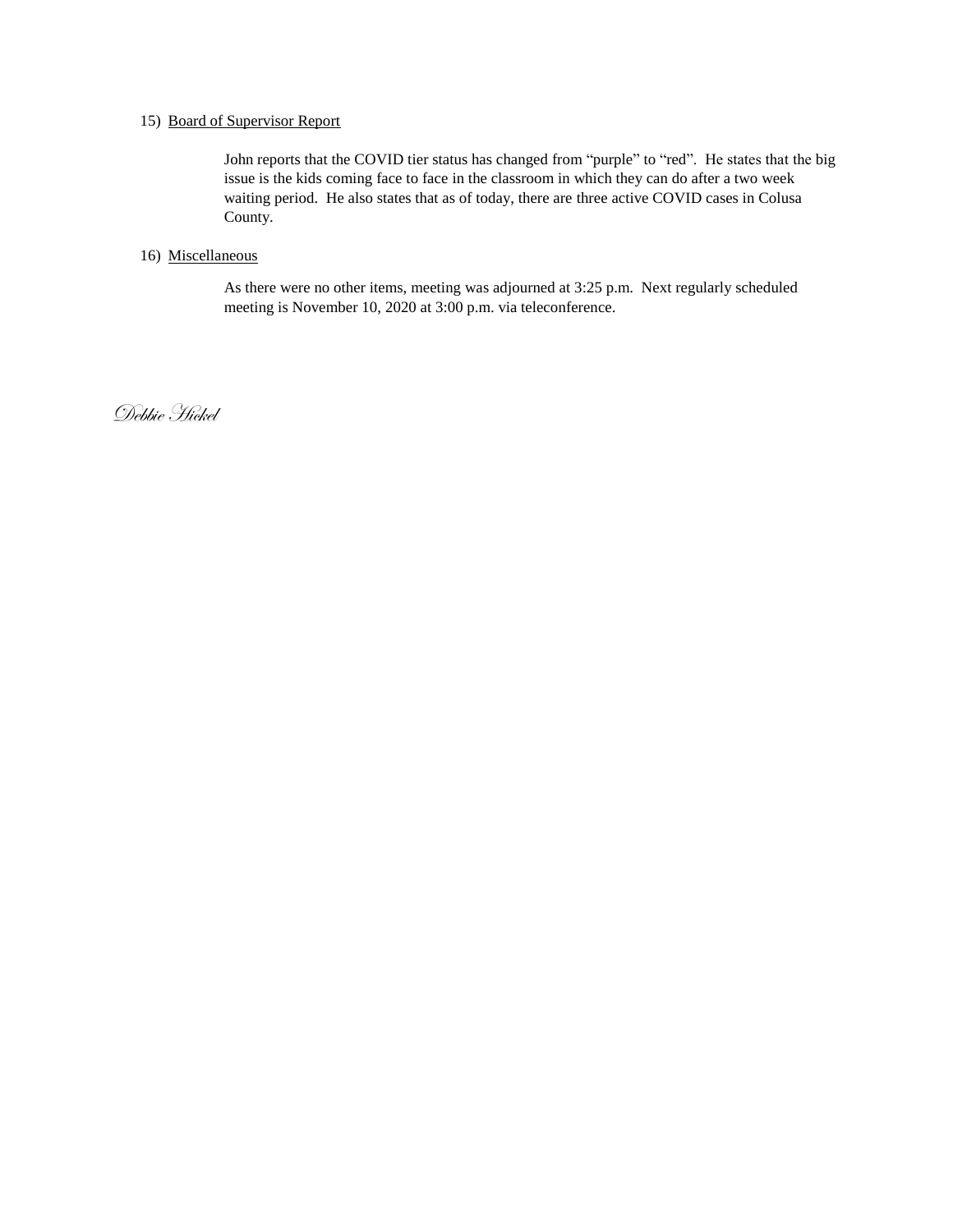15) Board of Supervisor Report

John reports that the COVID tier status has changed from "purple" to "red". He states that the big issue is the kids coming face to face in the classroom in which they can do after a two week waiting period. He also states that as of today, there are three active COVID cases in Colusa County.

16) Miscellaneous

As there were no other items, meeting was adjourned at 3:25 p.m. Next regularly scheduled meeting is November 10, 2020 at 3:00 p.m. via teleconference.

*Debbie Hickel*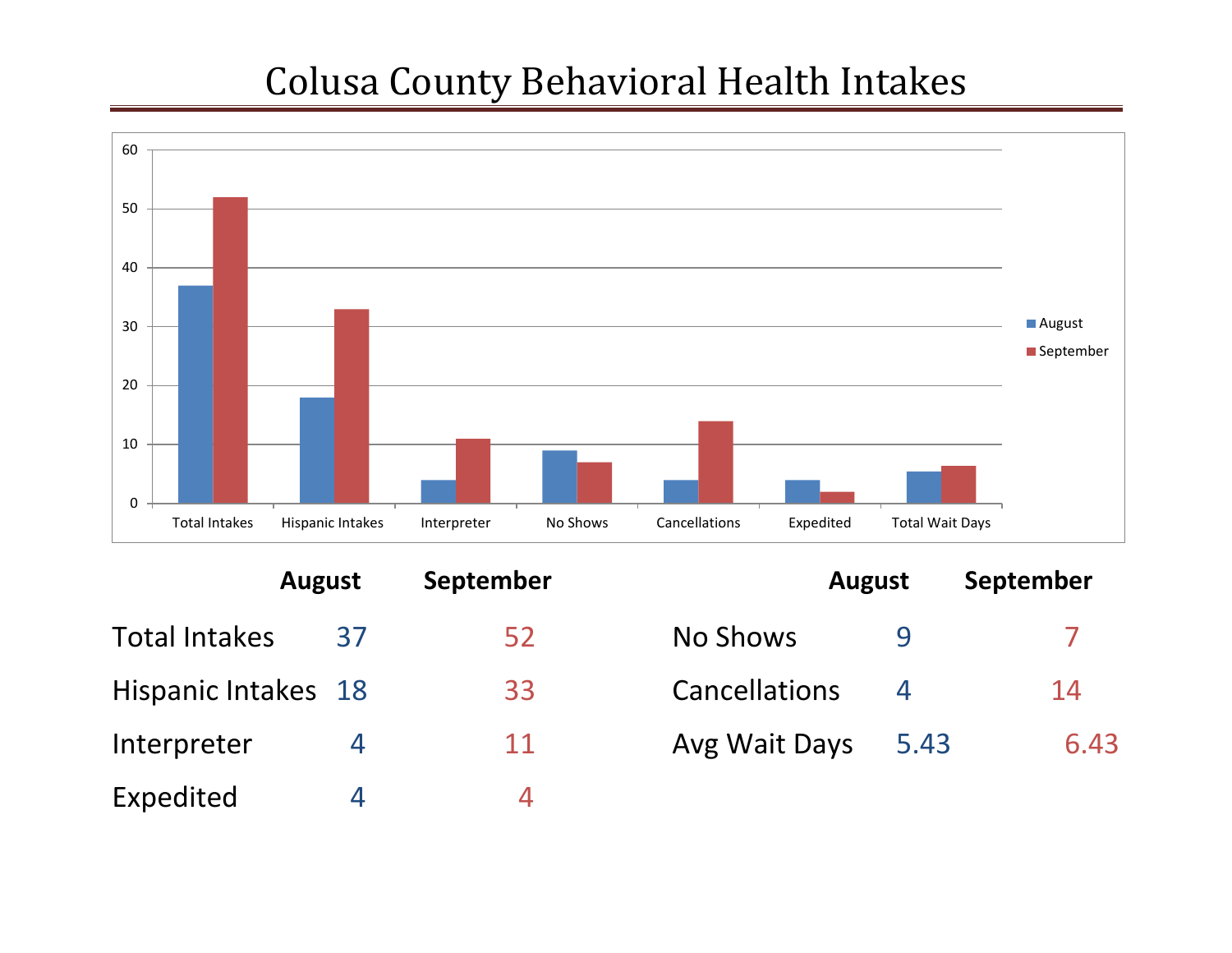# Colusa County Behavioral Health Intakes

| | August | September |
|---|---|---|
| Total Intakes | 37 | 52 |
| Hispanic Intakes | 18 | 33 |
| Interpreter | 4 | 11 |
| Expedited | 4 | 4 |

| | August | September |
|---|---|---|
| No Shows | 9 | 7 |
| Cancellations | 4 | 14 |
| Avg Wait Days | 5.43 | 6.43 |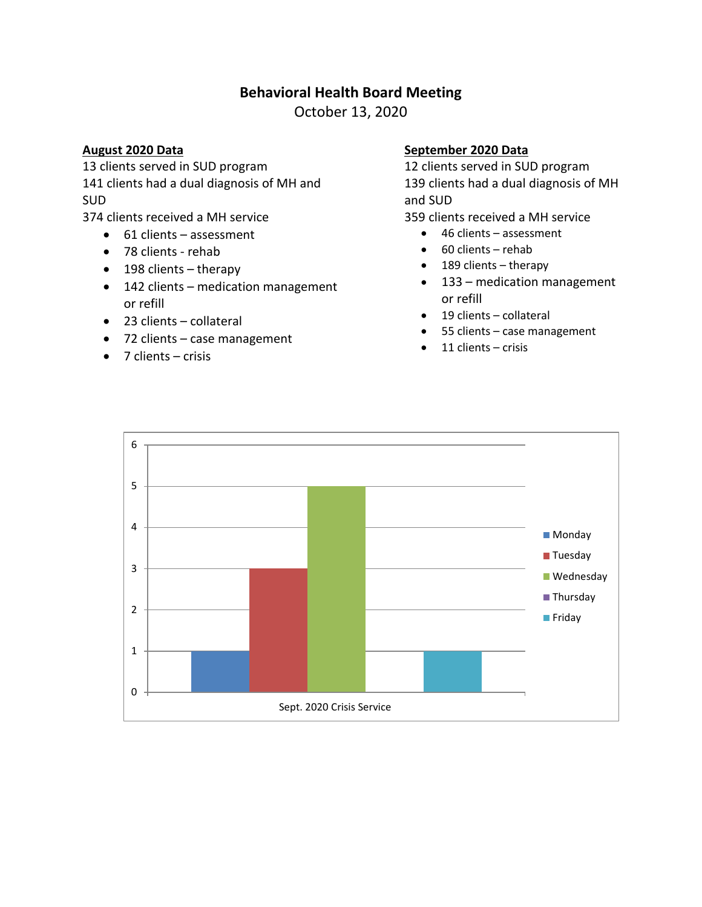# Behavioral Health Board Meeting

October 13, 2020

**August 2020 Data**

13 clients served in SUD program
141 clients had a dual diagnosis of MH and SUD
374 clients received a MH service

- 61 clients – assessment
- 78 clients - rehab
- 198 clients – therapy
- 142 clients – medication management or refill
- 23 clients – collateral
- 72 clients – case management
- 7 clients – crisis

**September 2020 Data**

12 clients served in SUD program
139 clients had a dual diagnosis of MH and SUD
359 clients received a MH service

- 46 clients – assessment
- 60 clients – rehab
- 189 clients – therapy
- 133 – medication management or refill
- 19 clients – collateral
- 55 clients – case management
- 11 clients – crisis

6
5
4
3
2
1
0

Monday
Tuesday
Wednesday
Thursday
Friday

Sept. 2020 Crisis Service